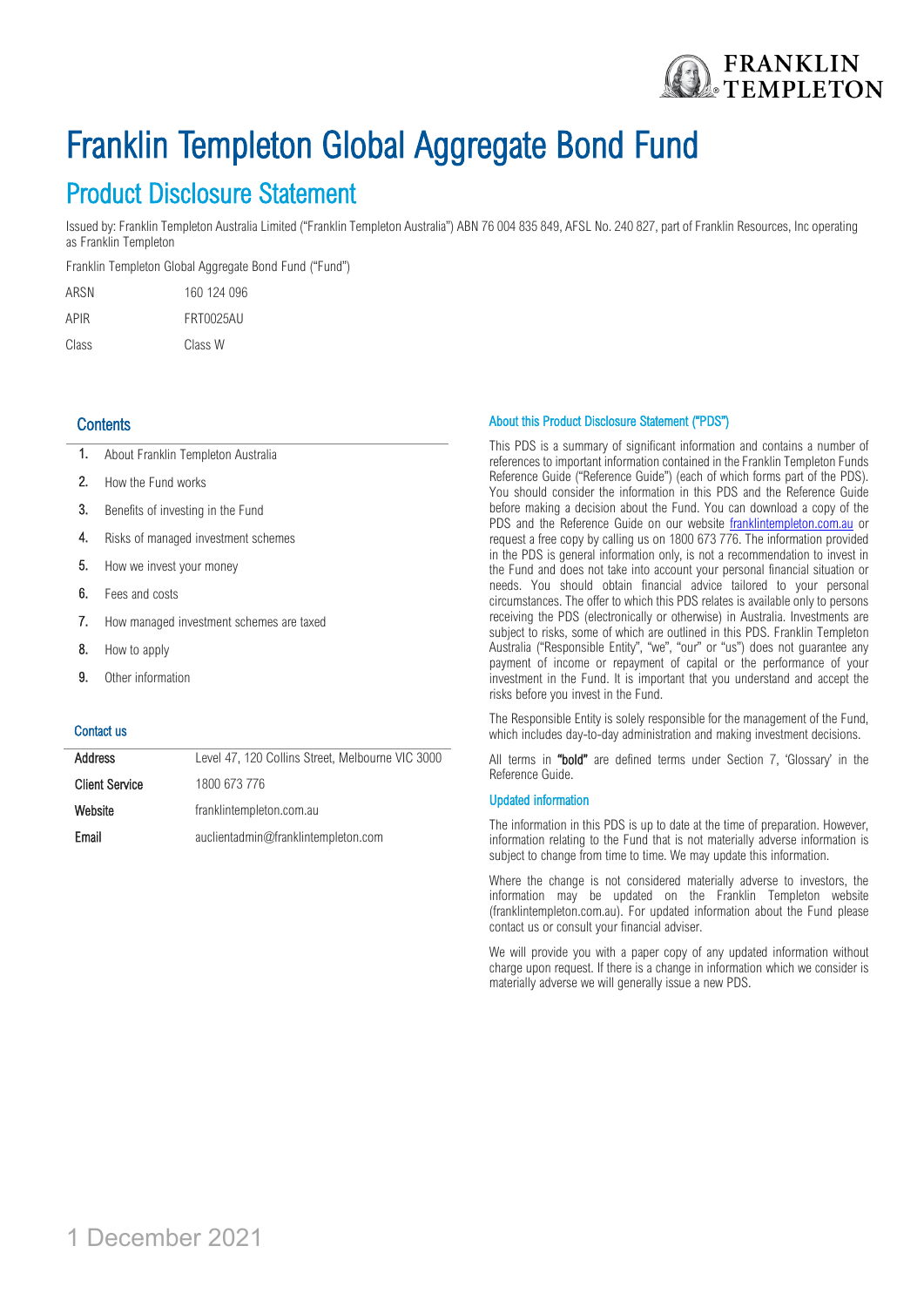# Franklin Templeton Global Aggregate Bond Fund

## Product Disclosure Statement

Issued by: Franklin Templeton Australia Limited ("Franklin Templeton Australia") ABN 76 004 835 849, AFSL No. 240 827, part of Franklin Resources, Inc operating as Franklin Templeton

Franklin Templeton Global Aggregate Bond Fund ("Fund")

| | |
|---|---|
| ARSN | 160 124 096 |
| APIR | FRT0025AU |
| Class | Class W |

### Contents

1. About Franklin Templeton Australia
2. How the Fund works
3. Benefits of investing in the Fund
4. Risks of managed investment schemes
5. How we invest your money
6. Fees and costs
7. How managed investment schemes are taxed
8. How to apply
9. Other information

### Contact us

| | |
|---|---|
| **Address** | Level 47, 120 Collins Street, Melbourne VIC 3000 |
| **Client Service** | 1800 673 776 |
| **Website** | franklintempleton.com.au |
| **Email** | auclientadmin@franklintempleton.com |

### About this Product Disclosure Statement ("PDS")

This PDS is a summary of significant information and contains a number of references to important information contained in the Franklin Templeton Funds Reference Guide ("Reference Guide") (each of which forms part of the PDS). You should consider the information in this PDS and the Reference Guide before making a decision about the Fund. You can download a copy of the PDS and the Reference Guide on our website franklintempleton.com.au or request a free copy by calling us on 1800 673 776. The information provided in the PDS is general information only, is not a recommendation to invest in the Fund and does not take into account your personal financial situation or needs. You should obtain financial advice tailored to your personal circumstances. The offer to which this PDS relates is available only to persons receiving the PDS (electronically or otherwise) in Australia. Investments are subject to risks, some of which are outlined in this PDS. Franklin Templeton Australia ("Responsible Entity", "we", "our" or "us") does not guarantee any payment of income or repayment of capital or the performance of your investment in the Fund. It is important that you understand and accept the risks before you invest in the Fund.

The Responsible Entity is solely responsible for the management of the Fund, which includes day-to-day administration and making investment decisions.

All terms in **"bold"** are defined terms under Section 7, 'Glossary' in the Reference Guide.

### Updated information

The information in this PDS is up to date at the time of preparation. However, information relating to the Fund that is not materially adverse information is subject to change from time to time. We may update this information.

Where the change is not considered materially adverse to investors, the information may be updated on the Franklin Templeton website (franklintempleton.com.au). For updated information about the Fund please contact us or consult your financial adviser.

We will provide you with a paper copy of any updated information without charge upon request. If there is a change in information which we consider is materially adverse we will generally issue a new PDS.

1 December 2021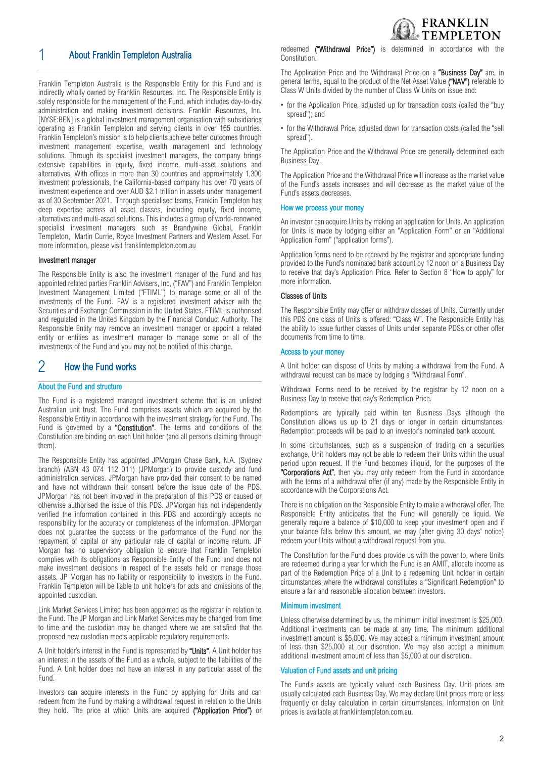## 1 About Franklin Templeton Australia

Franklin Templeton Australia is the Responsible Entity for this Fund and is indirectly wholly owned by Franklin Resources, Inc. The Responsible Entity is solely responsible for the management of the Fund, which includes day-to-day administration and making investment decisions. Franklin Resources, Inc. [NYSE:BEN] is a global investment management organisation with subsidiaries operating as Franklin Templeton and serving clients in over 165 countries. Franklin Templeton's mission is to help clients achieve better outcomes through investment management expertise, wealth management and technology solutions. Through its specialist investment managers, the company brings extensive capabilities in equity, fixed income, multi-asset solutions and alternatives. With offices in more than 30 countries and approximately 1,300 investment professionals, the California-based company has over 70 years of investment experience and over AUD $2.1 trillion in assets under management as of 30 September 2021. Through specialised teams, Franklin Templeton has deep expertise across all asset classes, including equity, fixed income, alternatives and multi-asset solutions. This includes a group of world-renowned specialist investment managers such as Brandywine Global, Franklin Templeton, Martin Currie, Royce Investment Partners and Western Asset. For more information, please visit franklintempleton.com.au

### Investment manager

The Responsible Entity is also the investment manager of the Fund and has appointed related parties Franklin Advisers, Inc, ("FAV") and Franklin Templeton Investment Management Limited ("FTIML") to manage some or all of the investments of the Fund. FAV is a registered investment adviser with the Securities and Exchange Commission in the United States. FTIML is authorised and regulated in the United Kingdom by the Financial Conduct Authority. The Responsible Entity may remove an investment manager or appoint a related entity or entities as investment manager to manage some or all of the investments of the Fund and you may not be notified of this change.

## 2 How the Fund works

### About the Fund and structure

The Fund is a registered managed investment scheme that is an unlisted Australian unit trust. The Fund comprises assets which are acquired by the Responsible Entity in accordance with the investment strategy for the Fund. The Fund is governed by a **"Constitution"**. The terms and conditions of the Constitution are binding on each Unit holder (and all persons claiming through them).

The Responsible Entity has appointed JPMorgan Chase Bank, N.A. (Sydney branch) (ABN 43 074 112 011) (JPMorgan) to provide custody and fund administration services. JPMorgan have provided their consent to be named and have not withdrawn their consent before the issue date of the PDS. JPMorgan has not been involved in the preparation of this PDS or caused or otherwise authorised the issue of this PDS. JPMorgan has not independently verified the information contained in this PDS and accordingly accepts no responsibility for the accuracy or completeness of the information. JPMorgan does not guarantee the success or the performance of the Fund nor the repayment of capital or any particular rate of capital or income return. JP Morgan has no supervisory obligation to ensure that Franklin Templeton complies with its obligations as Responsible Entity of the Fund and does not make investment decisions in respect of the assets held or manage those assets. JP Morgan has no liability or responsibility to investors in the Fund. Franklin Templeton will be liable to unit holders for acts and omissions of the appointed custodian.

Link Market Services Limited has been appointed as the registrar in relation to the Fund. The JP Morgan and Link Market Services may be changed from time to time and the custodian may be changed where we are satisfied that the proposed new custodian meets applicable regulatory requirements.

A Unit holder's interest in the Fund is represented by **"Units"**. A Unit holder has an interest in the assets of the Fund as a whole, subject to the liabilities of the Fund. A Unit holder does not have an interest in any particular asset of the Fund.

Investors can acquire interests in the Fund by applying for Units and can redeem from the Fund by making a withdrawal request in relation to the Units they hold. The price at which Units are acquired **("Application Price")** or redeemed **("Withdrawal Price")** is determined in accordance with the Constitution.

The Application Price and the Withdrawal Price on a **"Business Day"** are, in general terms, equal to the product of the Net Asset Value **("NAV")** referable to Class W Units divided by the number of Class W Units on issue and:

- for the Application Price, adjusted up for transaction costs (called the "buy spread"); and
- for the Withdrawal Price, adjusted down for transaction costs (called the "sell spread").

The Application Price and the Withdrawal Price are generally determined each Business Day.

The Application Price and the Withdrawal Price will increase as the market value of the Fund's assets increases and will decrease as the market value of the Fund's assets decreases.

### How we process your money

An investor can acquire Units by making an application for Units. An application for Units is made by lodging either an "Application Form" or an "Additional Application Form" ("application forms").

Application forms need to be received by the registrar and appropriate funding provided to the Fund's nominated bank account by 12 noon on a Business Day to receive that day's Application Price. Refer to Section 8 "How to apply" for more information.

### Classes of Units

The Responsible Entity may offer or withdraw classes of Units. Currently under this PDS one class of Units is offered: "Class W". The Responsible Entity has the ability to issue further classes of Units under separate PDSs or other offer documents from time to time.

### Access to your money

A Unit holder can dispose of Units by making a withdrawal from the Fund. A withdrawal request can be made by lodging a "Withdrawal Form".

Withdrawal Forms need to be received by the registrar by 12 noon on a Business Day to receive that day's Redemption Price.

Redemptions are typically paid within ten Business Days although the Constitution allows us up to 21 days or longer in certain circumstances. Redemption proceeds will be paid to an investor's nominated bank account.

In some circumstances, such as a suspension of trading on a securities exchange, Unit holders may not be able to redeem their Units within the usual period upon request. If the Fund becomes illiquid, for the purposes of the **"Corporations Act"**, then you may only redeem from the Fund in accordance with the terms of a withdrawal offer (if any) made by the Responsible Entity in accordance with the Corporations Act.

There is no obligation on the Responsible Entity to make a withdrawal offer. The Responsible Entity anticipates that the Fund will generally be liquid. We generally require a balance of $10,000 to keep your investment open and if your balance falls below this amount, we may (after giving 30 days' notice) redeem your Units without a withdrawal request from you.

The Constitution for the Fund does provide us with the power to, where Units are redeemed during a year for which the Fund is an AMIT, allocate income as part of the Redemption Price of a Unit to a redeeming Unit holder in certain circumstances where the withdrawal constitutes a "Significant Redemption" to ensure a fair and reasonable allocation between investors.

### Minimum investment

Unless otherwise determined by us, the minimum initial investment is $25,000. Additional investments can be made at any time. The minimum additional investment amount is $5,000. We may accept a minimum investment amount of less than $25,000 at our discretion. We may also accept a minimum additional investment amount of less than $5,000 at our discretion.

### Valuation of Fund assets and unit pricing

The Fund's assets are typically valued each Business Day. Unit prices are usually calculated each Business Day. We may declare Unit prices more or less frequently or delay calculation in certain circumstances. Information on Unit prices is available at franklintempleton.com.au.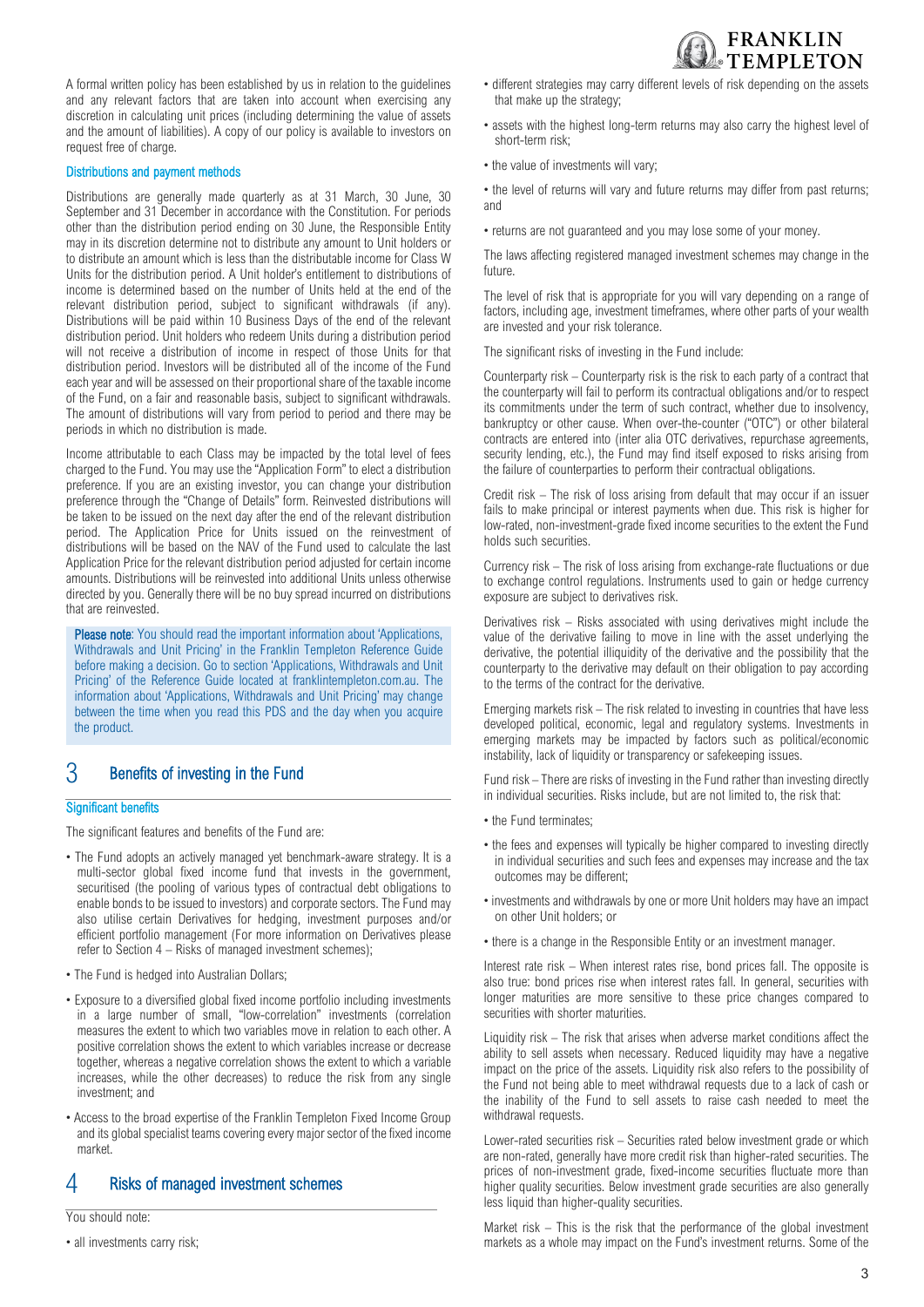A formal written policy has been established by us in relation to the guidelines and any relevant factors that are taken into account when exercising any discretion in calculating unit prices (including determining the value of assets and the amount of liabilities). A copy of our policy is available to investors on request free of charge.

### Distributions and payment methods

Distributions are generally made quarterly as at 31 March, 30 June, 30 September and 31 December in accordance with the Constitution. For periods other than the distribution period ending on 30 June, the Responsible Entity may in its discretion determine not to distribute any amount to Unit holders or to distribute an amount which is less than the distributable income for Class W Units for the distribution period. A Unit holder's entitlement to distributions of income is determined based on the number of Units held at the end of the relevant distribution period, subject to significant withdrawals (if any). Distributions will be paid within 10 Business Days of the end of the relevant distribution period. Unit holders who redeem Units during a distribution period will not receive a distribution of income in respect of those Units for that distribution period. Investors will be distributed all of the income of the Fund each year and will be assessed on their proportional share of the taxable income of the Fund, on a fair and reasonable basis, subject to significant withdrawals. The amount of distributions will vary from period to period and there may be periods in which no distribution is made.

Income attributable to each Class may be impacted by the total level of fees charged to the Fund. You may use the "Application Form" to elect a distribution preference. If you are an existing investor, you can change your distribution preference through the "Change of Details" form. Reinvested distributions will be taken to be issued on the next day after the end of the relevant distribution period. The Application Price for Units issued on the reinvestment of distributions will be based on the NAV of the Fund used to calculate the last Application Price for the relevant distribution period adjusted for certain income amounts. Distributions will be reinvested into additional Units unless otherwise directed by you. Generally there will be no buy spread incurred on distributions that are reinvested.

**Please note**: You should read the important information about 'Applications, Withdrawals and Unit Pricing' in the Franklin Templeton Reference Guide before making a decision. Go to section 'Applications, Withdrawals and Unit Pricing' of the Reference Guide located at franklintempleton.com.au. The information about 'Applications, Withdrawals and Unit Pricing' may change between the time when you read this PDS and the day when you acquire the product.

## 3 Benefits of investing in the Fund

### Significant benefits

The significant features and benefits of the Fund are:

- The Fund adopts an actively managed yet benchmark-aware strategy. It is a multi-sector global fixed income fund that invests in the government, securitised (the pooling of various types of contractual debt obligations to enable bonds to be issued to investors) and corporate sectors. The Fund may also utilise certain Derivatives for hedging, investment purposes and/or efficient portfolio management (For more information on Derivatives please refer to Section 4 – Risks of managed investment schemes);
- The Fund is hedged into Australian Dollars;
- Exposure to a diversified global fixed income portfolio including investments in a large number of small, "low-correlation" investments (correlation measures the extent to which two variables move in relation to each other. A positive correlation shows the extent to which variables increase or decrease together, whereas a negative correlation shows the extent to which a variable increases, while the other decreases) to reduce the risk from any single investment; and
- Access to the broad expertise of the Franklin Templeton Fixed Income Group and its global specialist teams covering every major sector of the fixed income market.

## 4 Risks of managed investment schemes

You should note:

- all investments carry risk;
- different strategies may carry different levels of risk depending on the assets that make up the strategy;
- assets with the highest long-term returns may also carry the highest level of short-term risk;
- the value of investments will vary;
- the level of returns will vary and future returns may differ from past returns; and
- returns are not guaranteed and you may lose some of your money.

The laws affecting registered managed investment schemes may change in the future.

The level of risk that is appropriate for you will vary depending on a range of factors, including age, investment timeframes, where other parts of your wealth are invested and your risk tolerance.

The significant risks of investing in the Fund include:

Counterparty risk – Counterparty risk is the risk to each party of a contract that the counterparty will fail to perform its contractual obligations and/or to respect its commitments under the term of such contract, whether due to insolvency, bankruptcy or other cause. When over-the-counter ("OTC") or other bilateral contracts are entered into (inter alia OTC derivatives, repurchase agreements, security lending, etc.), the Fund may find itself exposed to risks arising from the failure of counterparties to perform their contractual obligations.

Credit risk – The risk of loss arising from default that may occur if an issuer fails to make principal or interest payments when due. This risk is higher for low-rated, non-investment-grade fixed income securities to the extent the Fund holds such securities.

Currency risk – The risk of loss arising from exchange-rate fluctuations or due to exchange control regulations. Instruments used to gain or hedge currency exposure are subject to derivatives risk.

Derivatives risk – Risks associated with using derivatives might include the value of the derivative failing to move in line with the asset underlying the derivative, the potential illiquidity of the derivative and the possibility that the counterparty to the derivative may default on their obligation to pay according to the terms of the contract for the derivative.

Emerging markets risk – The risk related to investing in countries that have less developed political, economic, legal and regulatory systems. Investments in emerging markets may be impacted by factors such as political/economic instability, lack of liquidity or transparency or safekeeping issues.

Fund risk – There are risks of investing in the Fund rather than investing directly in individual securities. Risks include, but are not limited to, the risk that:

- the Fund terminates;
- the fees and expenses will typically be higher compared to investing directly in individual securities and such fees and expenses may increase and the tax outcomes may be different;
- investments and withdrawals by one or more Unit holders may have an impact on other Unit holders; or
- there is a change in the Responsible Entity or an investment manager.

Interest rate risk – When interest rates rise, bond prices fall. The opposite is also true: bond prices rise when interest rates fall. In general, securities with longer maturities are more sensitive to these price changes compared to securities with shorter maturities.

Liquidity risk – The risk that arises when adverse market conditions affect the ability to sell assets when necessary. Reduced liquidity may have a negative impact on the price of the assets. Liquidity risk also refers to the possibility of the Fund not being able to meet withdrawal requests due to a lack of cash or the inability of the Fund to sell assets to raise cash needed to meet the withdrawal requests.

Lower-rated securities risk – Securities rated below investment grade or which are non-rated, generally have more credit risk than higher-rated securities. The prices of non-investment grade, fixed-income securities fluctuate more than higher quality securities. Below investment grade securities are also generally less liquid than higher-quality securities.

Market risk – This is the risk that the performance of the global investment markets as a whole may impact on the Fund's investment returns. Some of the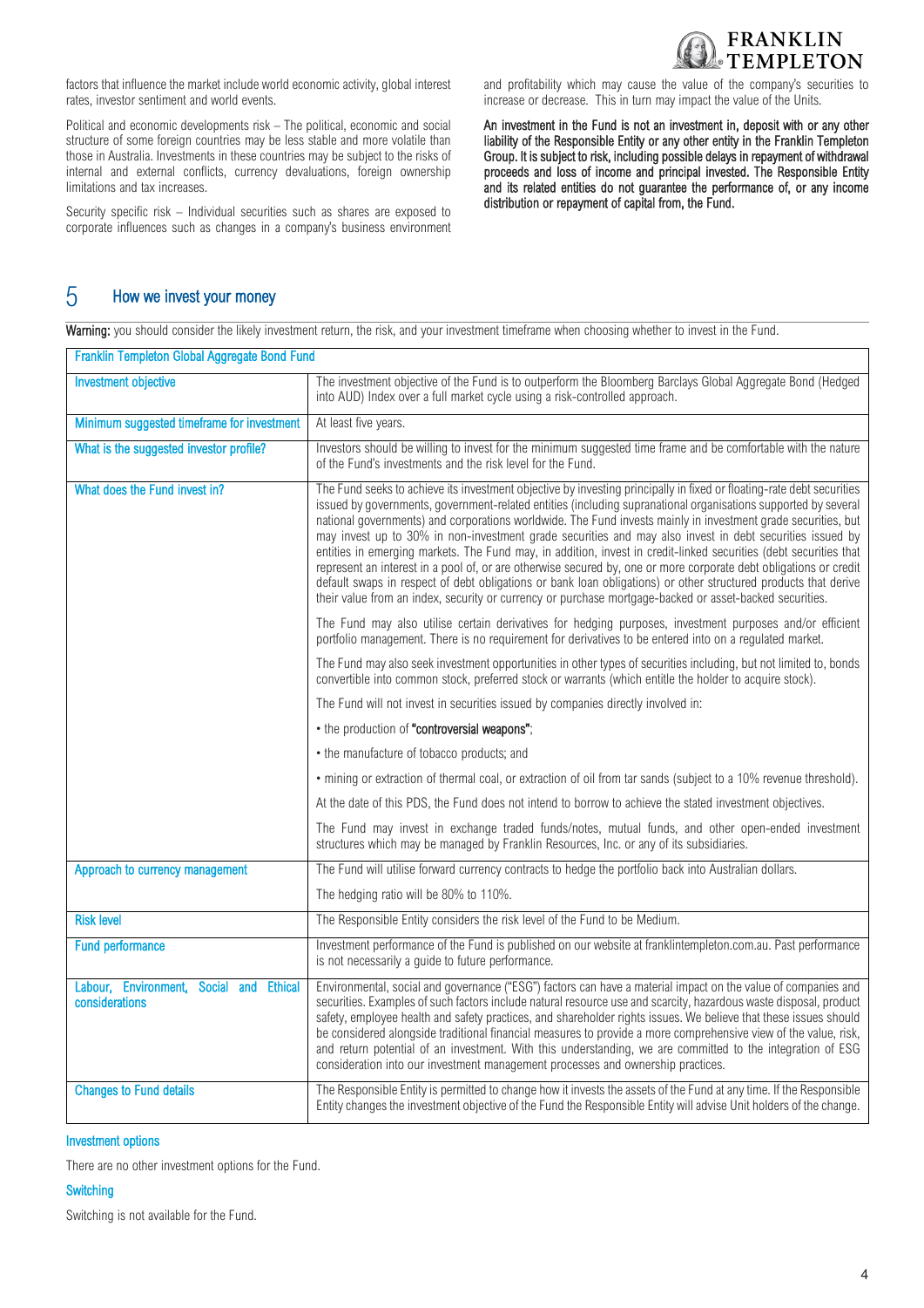factors that influence the market include world economic activity, global interest rates, investor sentiment and world events.

Political and economic developments risk – The political, economic and social structure of some foreign countries may be less stable and more volatile than those in Australia. Investments in these countries may be subject to the risks of internal and external conflicts, currency devaluations, foreign ownership limitations and tax increases.

Security specific risk – Individual securities such as shares are exposed to corporate influences such as changes in a company's business environment and profitability which may cause the value of the company's securities to increase or decrease. This in turn may impact the value of the Units.

**An investment in the Fund is not an investment in, deposit with or any other liability of the Responsible Entity or any other entity in the Franklin Templeton Group. It is subject to risk, including possible delays in repayment of withdrawal proceeds and loss of income and principal invested. The Responsible Entity and its related entities do not guarantee the performance of, or any income distribution or repayment of capital from, the Fund.**

## 5 How we invest your money

**Warning:** you should consider the likely investment return, the risk, and your investment timeframe when choosing whether to invest in the Fund.

| Franklin Templeton Global Aggregate Bond Fund | |
|---|---|
| Investment objective | The investment objective of the Fund is to outperform the Bloomberg Barclays Global Aggregate Bond (Hedged into AUD) Index over a full market cycle using a risk-controlled approach. |
| Minimum suggested timeframe for investment | At least five years. |
| What is the suggested investor profile? | Investors should be willing to invest for the minimum suggested time frame and be comfortable with the nature of the Fund's investments and the risk level for the Fund. |
| What does the Fund invest in? | The Fund seeks to achieve its investment objective by investing principally in fixed or floating-rate debt securities issued by governments, government-related entities (including supranational organisations supported by several national governments) and corporations worldwide. The Fund invests mainly in investment grade securities, but may invest up to 30% in non-investment grade securities and may also invest in debt securities issued by entities in emerging markets. The Fund may, in addition, invest in credit-linked securities (debt securities that represent an interest in a pool of, or are otherwise secured by, one or more corporate debt obligations or credit default swaps in respect of debt obligations or bank loan obligations) or other structured products that derive their value from an index, security or currency or purchase mortgage-backed or asset-backed securities.<br><br>The Fund may also utilise certain derivatives for hedging purposes, investment purposes and/or efficient portfolio management. There is no requirement for derivatives to be entered into on a regulated market.<br><br>The Fund may also seek investment opportunities in other types of securities including, but not limited to, bonds convertible into common stock, preferred stock or warrants (which entitle the holder to acquire stock).<br><br>The Fund will not invest in securities issued by companies directly involved in:<br><br>• the production of **"controversial weapons"**;<br><br>• the manufacture of tobacco products; and<br><br>• mining or extraction of thermal coal, or extraction of oil from tar sands (subject to a 10% revenue threshold).<br><br>At the date of this PDS, the Fund does not intend to borrow to achieve the stated investment objectives.<br><br>The Fund may invest in exchange traded funds/notes, mutual funds, and other open-ended investment structures which may be managed by Franklin Resources, Inc. or any of its subsidiaries. |
| Approach to currency management | The Fund will utilise forward currency contracts to hedge the portfolio back into Australian dollars.<br><br>The hedging ratio will be 80% to 110%. |
| Risk level | The Responsible Entity considers the risk level of the Fund to be Medium. |
| Fund performance | Investment performance of the Fund is published on our website at franklintempleton.com.au. Past performance is not necessarily a guide to future performance. |
| Labour, Environment, Social and Ethical considerations | Environmental, social and governance ("ESG") factors can have a material impact on the value of companies and securities. Examples of such factors include natural resource use and scarcity, hazardous waste disposal, product safety, employee health and safety practices, and shareholder rights issues. We believe that these issues should be considered alongside traditional financial measures to provide a more comprehensive view of the value, risk, and return potential of an investment. With this understanding, we are committed to the integration of ESG consideration into our investment management processes and ownership practices. |
| Changes to Fund details | The Responsible Entity is permitted to change how it invests the assets of the Fund at any time. If the Responsible Entity changes the investment objective of the Fund the Responsible Entity will advise Unit holders of the change. |

### Investment options

There are no other investment options for the Fund.

### Switching

Switching is not available for the Fund.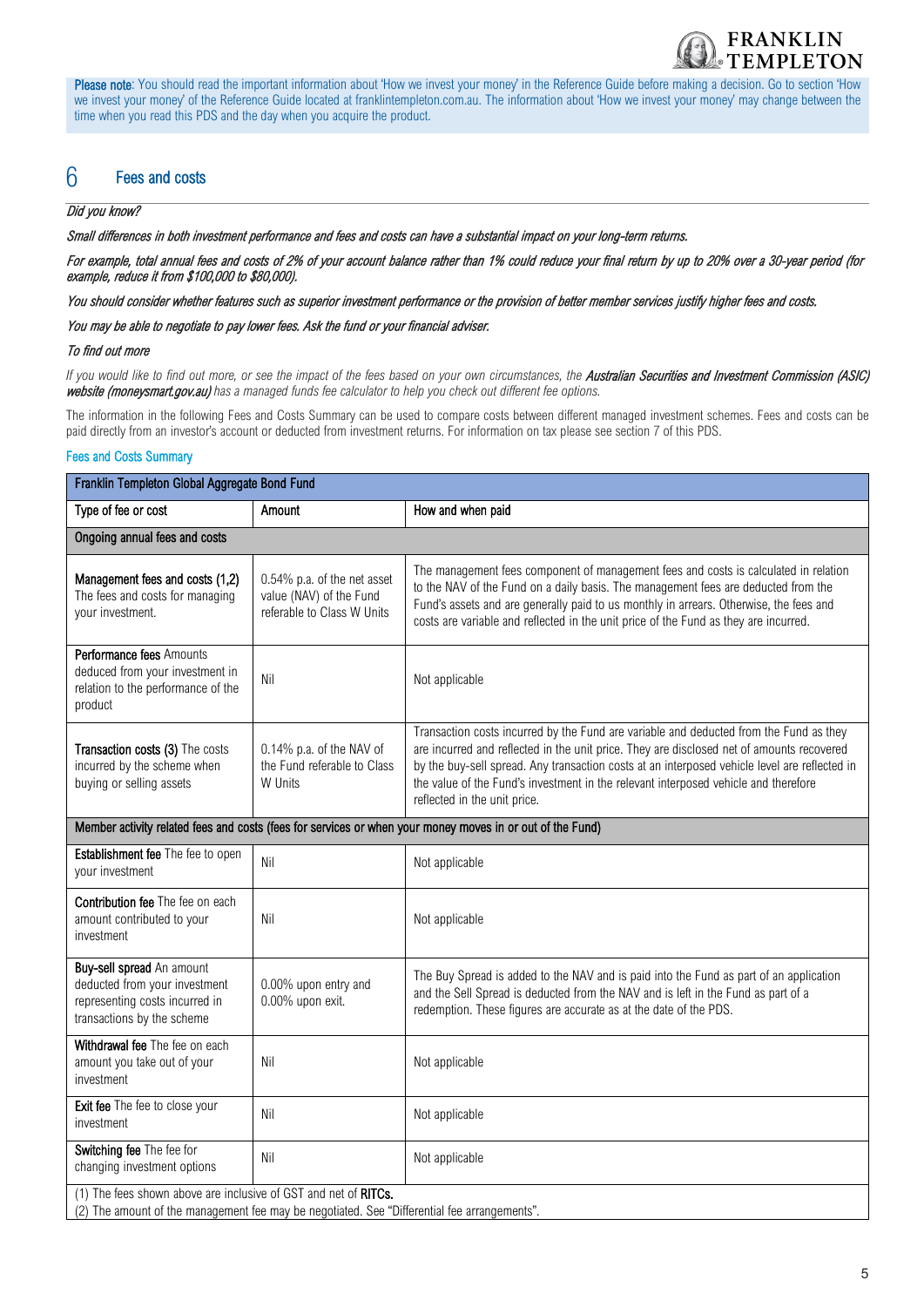**Please note**: You should read the important information about 'How we invest your money' in the Reference Guide before making a decision. Go to section 'How we invest your money' of the Reference Guide located at franklintempleton.com.au. The information about 'How we invest your money' may change between the time when you read this PDS and the day when you acquire the product.

## 6 Fees and costs

*Did you know?*

*Small differences in both investment performance and fees and costs can have a substantial impact on your long-term returns.*

*For example, total annual fees and costs of 2% of your account balance rather than 1% could reduce your final return by up to 20% over a 30-year period (for example, reduce it from $100,000 to $80,000).*

*You should consider whether features such as superior investment performance or the provision of better member services justify higher fees and costs.*

*You may be able to negotiate to pay lower fees. Ask the fund or your financial adviser.*

*To find out more*

*If you would like to find out more, or see the impact of the fees based on your own circumstances, the* ***Australian Securities and Investment Commission (ASIC) website (moneysmart.gov.au)*** *has a managed funds fee calculator to help you check out different fee options.*

The information in the following Fees and Costs Summary can be used to compare costs between different managed investment schemes. Fees and costs can be paid directly from an investor's account or deducted from investment returns. For information on tax please see section 7 of this PDS.

### Fees and Costs Summary

| Franklin Templeton Global Aggregate Bond Fund | | |
|---|---|---|
| **Type of fee or cost** | **Amount** | **How and when paid** |
| **Ongoing annual fees and costs** | | |
| **Management fees and costs (1,2)** The fees and costs for managing your investment. | 0.54% p.a. of the net asset value (NAV) of the Fund referable to Class W Units | The management fees component of management fees and costs is calculated in relation to the NAV of the Fund on a daily basis. The management fees are deducted from the Fund's assets and are generally paid to us monthly in arrears. Otherwise, the fees and costs are variable and reflected in the unit price of the Fund as they are incurred. |
| **Performance fees** Amounts deduced from your investment in relation to the performance of the product | Nil | Not applicable |
| **Transaction costs (3)** The costs incurred by the scheme when buying or selling assets | 0.14% p.a. of the NAV of the Fund referable to Class W Units | Transaction costs incurred by the Fund are variable and deducted from the Fund as they are incurred and reflected in the unit price. They are disclosed net of amounts recovered by the buy-sell spread. Any transaction costs at an interposed vehicle level are reflected in the value of the Fund's investment in the relevant interposed vehicle and therefore reflected in the unit price. |
| **Member activity related fees and costs (fees for services or when your money moves in or out of the Fund)** | | |
| **Establishment fee** The fee to open your investment | Nil | Not applicable |
| **Contribution fee** The fee on each amount contributed to your investment | Nil | Not applicable |
| **Buy-sell spread** An amount deducted from your investment representing costs incurred in transactions by the scheme | 0.00% upon entry and 0.00% upon exit. | The Buy Spread is added to the NAV and is paid into the Fund as part of an application and the Sell Spread is deducted from the NAV and is left in the Fund as part of a redemption. These figures are accurate as at the date of the PDS. |
| **Withdrawal fee** The fee on each amount you take out of your investment | Nil | Not applicable |
| **Exit fee** The fee to close your investment | Nil | Not applicable |
| **Switching fee** The fee for changing investment options | Nil | Not applicable |

(1) The fees shown above are inclusive of GST and net of **RITCs.**
(2) The amount of the management fee may be negotiated. See "Differential fee arrangements".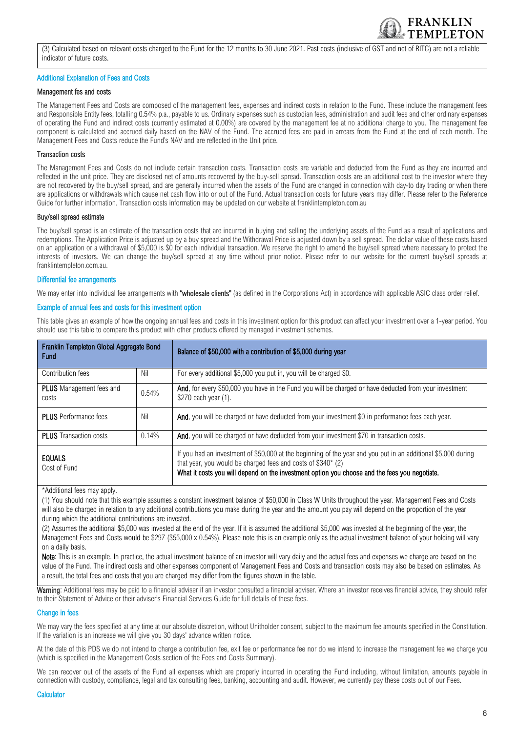(3) Calculated based on relevant costs charged to the Fund for the 12 months to 30 June 2021. Past costs (inclusive of GST and net of RITC) are not a reliable indicator of future costs.

### Additional Explanation of Fees and Costs

#### Management fes and costs

The Management Fees and Costs are composed of the management fees, expenses and indirect costs in relation to the Fund. These include the management fees and Responsible Entity fees, totalling 0.54% p.a., payable to us. Ordinary expenses such as custodian fees, administration and audit fees and other ordinary expenses of operating the Fund and indirect costs (currently estimated at 0.00%) are covered by the management fee at no additional charge to you. The management fee component is calculated and accrued daily based on the NAV of the Fund. The accrued fees are paid in arrears from the Fund at the end of each month. The Management Fees and Costs reduce the Fund's NAV and are reflected in the Unit price.

#### Transaction costs

The Management Fees and Costs do not include certain transaction costs. Transaction costs are variable and deducted from the Fund as they are incurred and reflected in the unit price. They are disclosed net of amounts recovered by the buy-sell spread. Transaction costs are an additional cost to the investor where they are not recovered by the buy/sell spread, and are generally incurred when the assets of the Fund are changed in connection with day-to day trading or when there are applications or withdrawals which cause net cash flow into or out of the Fund. Actual transaction costs for future years may differ. Please refer to the Reference Guide for further information. Transaction costs information may be updated on our website at franklintempleton.com.au

#### Buy/sell spread estimate

The buy/sell spread is an estimate of the transaction costs that are incurred in buying and selling the underlying assets of the Fund as a result of applications and redemptions. The Application Price is adjusted up by a buy spread and the Withdrawal Price is adjusted down by a sell spread. The dollar value of these costs based on an application or a withdrawal of $5,000 is $0 for each individual transaction. We reserve the right to amend the buy/sell spread where necessary to protect the interests of investors. We can change the buy/sell spread at any time without prior notice. Please refer to our website for the current buy/sell spreads at franklintempleton.com.au.

### Differential fee arrangements

We may enter into individual fee arrangements with **"wholesale clients"** (as defined in the Corporations Act) in accordance with applicable ASIC class order relief.

### Example of annual fees and costs for this investment option

This table gives an example of how the ongoing annual fees and costs in this investment option for this product can affect your investment over a 1-year period. You should use this table to compare this product with other products offered by managed investment schemes.

| Franklin Templeton Global Aggregate Bond Fund | | Balance of $50,000 with a contribution of $5,000 during year |
|---|---|---|
| Contribution fees | Nil | For every additional $5,000 you put in, you will be charged $0. |
| **PLUS** Management fees and costs | 0.54% | **And**, for every $50,000 you have in the Fund you will be charged or have deducted from your investment $270 each year (1). |
| **PLUS** Performance fees | Nil | **And**, you will be charged or have deducted from your investment $0 in performance fees each year. |
| **PLUS** Transaction costs | 0.14% | **And**, you will be charged or have deducted from your investment $70 in transaction costs. |
| **EQUALS** Cost of Fund | | If you had an investment of $50,000 at the beginning of the year and you put in an additional $5,000 during that year, you would be charged fees and costs of $340* (2) **What it costs you will depend on the investment option you choose and the fees you negotiate.** |

*Additional fees may apply.

(1) You should note that this example assumes a constant investment balance of $50,000 in Class W Units throughout the year. Management Fees and Costs will also be charged in relation to any additional contributions you make during the year and the amount you pay will depend on the proportion of the year during which the additional contributions are invested.

(2) Assumes the additional $5,000 was invested at the end of the year. If it is assumed the additional $5,000 was invested at the beginning of the year, the Management Fees and Costs would be $297 ($55,000 x 0.54%). Please note this is an example only as the actual investment balance of your holding will vary on a daily basis.

**Note**: This is an example. In practice, the actual investment balance of an investor will vary daily and the actual fees and expenses we charge are based on the value of the Fund. The indirect costs and other expenses component of Management Fees and Costs and transaction costs may also be based on estimates. As a result, the total fees and costs that you are charged may differ from the figures shown in the table.

**Warning**: Additional fees may be paid to a financial adviser if an investor consulted a financial adviser. Where an investor receives financial advice, they should refer to their Statement of Advice or their adviser's Financial Services Guide for full details of these fees.

### Change in fees

We may vary the fees specified at any time at our absolute discretion, without Unitholder consent, subject to the maximum fee amounts specified in the Constitution. If the variation is an increase we will give you 30 days' advance written notice.

At the date of this PDS we do not intend to charge a contribution fee, exit fee or performance fee nor do we intend to increase the management fee we charge you (which is specified in the Management Costs section of the Fees and Costs Summary).

We can recover out of the assets of the Fund all expenses which are properly incurred in operating the Fund including, without limitation, amounts payable in connection with custody, compliance, legal and tax consulting fees, banking, accounting and audit. However, we currently pay these costs out of our Fees.

### Calculator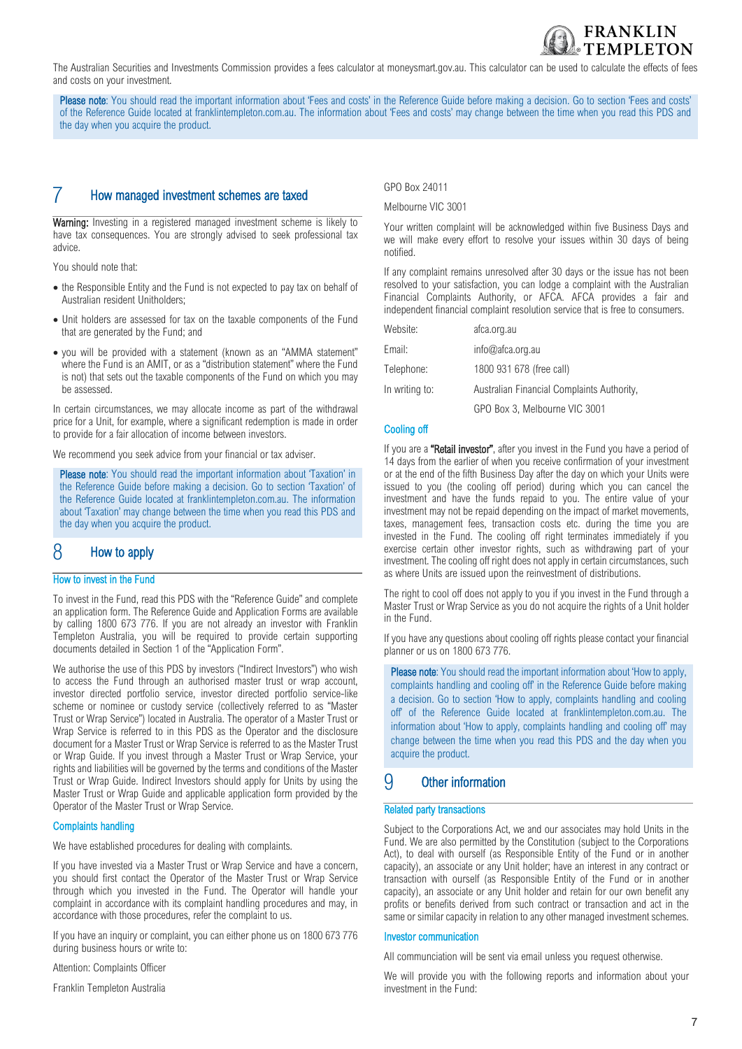The Australian Securities and Investments Commission provides a fees calculator at moneysmart.gov.au. This calculator can be used to calculate the effects of fees and costs on your investment.

**Please note**: You should read the important information about 'Fees and costs' in the Reference Guide before making a decision. Go to section 'Fees and costs' of the Reference Guide located at franklintempleton.com.au. The information about 'Fees and costs' may change between the time when you read this PDS and the day when you acquire the product.

## 7 How managed investment schemes are taxed

**Warning:** Investing in a registered managed investment scheme is likely to have tax consequences. You are strongly advised to seek professional tax advice.

You should note that:

- the Responsible Entity and the Fund is not expected to pay tax on behalf of Australian resident Unitholders;
- Unit holders are assessed for tax on the taxable components of the Fund that are generated by the Fund; and
- you will be provided with a statement (known as an "AMMA statement" where the Fund is an AMIT, or as a "distribution statement" where the Fund is not) that sets out the taxable components of the Fund on which you may be assessed.

In certain circumstances, we may allocate income as part of the withdrawal price for a Unit, for example, where a significant redemption is made in order to provide for a fair allocation of income between investors.

We recommend you seek advice from your financial or tax adviser.

**Please note**: You should read the important information about 'Taxation' in the Reference Guide before making a decision. Go to section 'Taxation' of the Reference Guide located at franklintempleton.com.au. The information about 'Taxation' may change between the time when you read this PDS and the day when you acquire the product.

## 8 How to apply

### How to invest in the Fund

To invest in the Fund, read this PDS with the "Reference Guide" and complete an application form. The Reference Guide and Application Forms are available by calling 1800 673 776. If you are not already an investor with Franklin Templeton Australia, you will be required to provide certain supporting documents detailed in Section 1 of the "Application Form".

We authorise the use of this PDS by investors ("Indirect Investors") who wish to access the Fund through an authorised master trust or wrap account, investor directed portfolio service, investor directed portfolio service-like scheme or nominee or custody service (collectively referred to as "Master Trust or Wrap Service") located in Australia. The operator of a Master Trust or Wrap Service is referred to in this PDS as the Operator and the disclosure document for a Master Trust or Wrap Service is referred to as the Master Trust or Wrap Guide. If you invest through a Master Trust or Wrap Service, your rights and liabilities will be governed by the terms and conditions of the Master Trust or Wrap Guide. Indirect Investors should apply for Units by using the Master Trust or Wrap Guide and applicable application form provided by the Operator of the Master Trust or Wrap Service.

### Complaints handling

We have established procedures for dealing with complaints.

If you have invested via a Master Trust or Wrap Service and have a concern, you should first contact the Operator of the Master Trust or Wrap Service through which you invested in the Fund. The Operator will handle your complaint in accordance with its complaint handling procedures and may, in accordance with those procedures, refer the complaint to us.

If you have an inquiry or complaint, you can either phone us on 1800 673 776 during business hours or write to:

Attention: Complaints Officer

Franklin Templeton Australia

GPO Box 24011

Melbourne VIC 3001

Your written complaint will be acknowledged within five Business Days and we will make every effort to resolve your issues within 30 days of being notified.

If any complaint remains unresolved after 30 days or the issue has not been resolved to your satisfaction, you can lodge a complaint with the Australian Financial Complaints Authority, or AFCA. AFCA provides a fair and independent financial complaint resolution service that is free to consumers.

| | |
|---|---|
| Website: | afca.org.au |
| Email: | info@afca.org.au |
| Telephone: | 1800 931 678 (free call) |
| In writing to: | Australian Financial Complaints Authority, |
| | GPO Box 3, Melbourne VIC 3001 |

### Cooling off

If you are a **"Retail investor"**, after you invest in the Fund you have a period of 14 days from the earlier of when you receive confirmation of your investment or at the end of the fifth Business Day after the day on which your Units were issued to you (the cooling off period) during which you can cancel the investment and have the funds repaid to you. The entire value of your investment may not be repaid depending on the impact of market movements, taxes, management fees, transaction costs etc. during the time you are invested in the Fund. The cooling off right terminates immediately if you exercise certain other investor rights, such as withdrawing part of your investment. The cooling off right does not apply in certain circumstances, such as where Units are issued upon the reinvestment of distributions.

The right to cool off does not apply to you if you invest in the Fund through a Master Trust or Wrap Service as you do not acquire the rights of a Unit holder in the Fund.

If you have any questions about cooling off rights please contact your financial planner or us on 1800 673 776.

**Please note**: You should read the important information about 'How to apply, complaints handling and cooling off' in the Reference Guide before making a decision. Go to section 'How to apply, complaints handling and cooling off' of the Reference Guide located at franklintempleton.com.au. The information about 'How to apply, complaints handling and cooling off' may change between the time when you read this PDS and the day when you acquire the product.

## 9 Other information

### Related party transactions

Subject to the Corporations Act, we and our associates may hold Units in the Fund. We are also permitted by the Constitution (subject to the Corporations Act), to deal with ourself (as Responsible Entity of the Fund or in another capacity), an associate or any Unit holder; have an interest in any contract or transaction with ourself (as Responsible Entity of the Fund or in another capacity), an associate or any Unit holder and retain for our own benefit any profits or benefits derived from such contract or transaction and act in the same or similar capacity in relation to any other managed investment schemes.

### Investor communication

All communication will be sent via email unless you request otherwise.

We will provide you with the following reports and information about your investment in the Fund: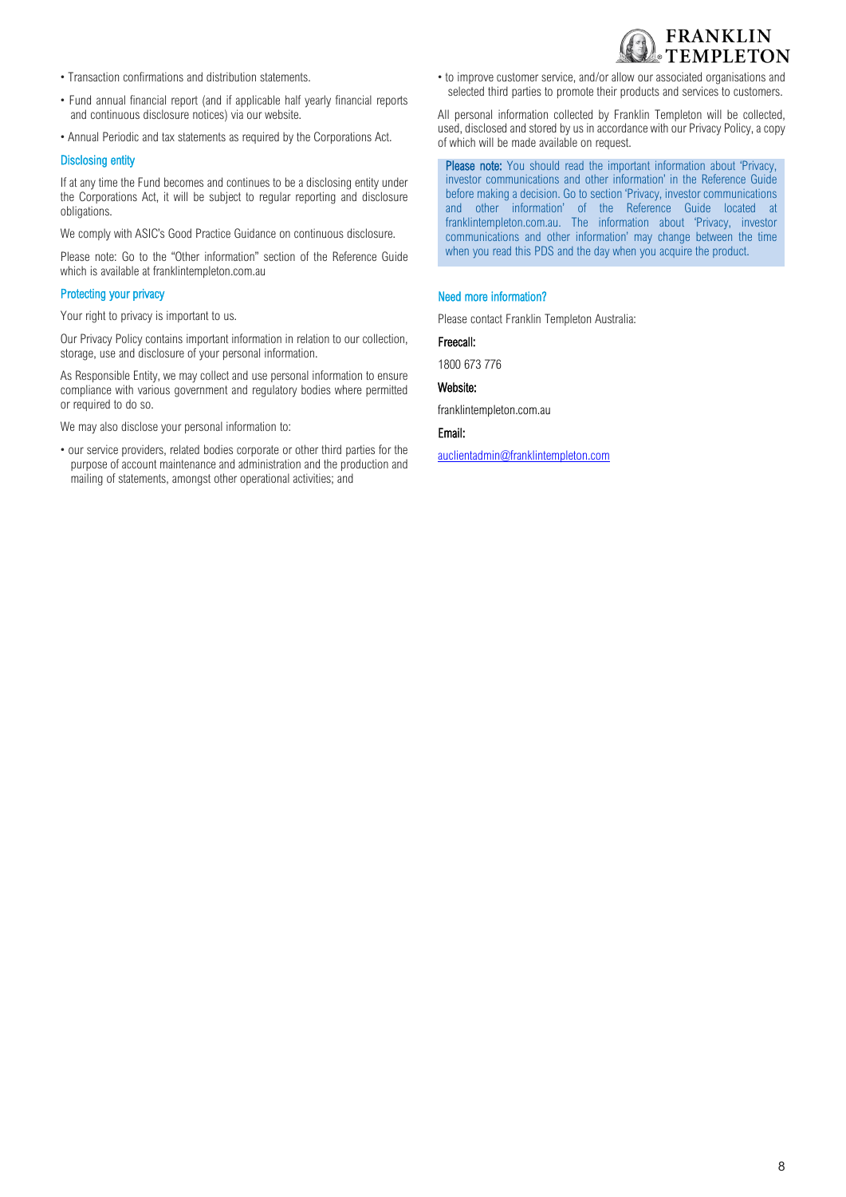- Transaction confirmations and distribution statements.
- Fund annual financial report (and if applicable half yearly financial reports and continuous disclosure notices) via our website.
- Annual Periodic and tax statements as required by the Corporations Act.

### Disclosing entity

If at any time the Fund becomes and continues to be a disclosing entity under the Corporations Act, it will be subject to regular reporting and disclosure obligations.

We comply with ASIC's Good Practice Guidance on continuous disclosure.

Please note: Go to the "Other information" section of the Reference Guide which is available at franklintempleton.com.au

### Protecting your privacy

Your right to privacy is important to us.

Our Privacy Policy contains important information in relation to our collection, storage, use and disclosure of your personal information.

As Responsible Entity, we may collect and use personal information to ensure compliance with various government and regulatory bodies where permitted or required to do so.

We may also disclose your personal information to:

- our service providers, related bodies corporate or other third parties for the purpose of account maintenance and administration and the production and mailing of statements, amongst other operational activities; and
- to improve customer service, and/or allow our associated organisations and selected third parties to promote their products and services to customers.

All personal information collected by Franklin Templeton will be collected, used, disclosed and stored by us in accordance with our Privacy Policy, a copy of which will be made available on request.

**Please note:** You should read the important information about 'Privacy, investor communications and other information' in the Reference Guide before making a decision. Go to section 'Privacy, investor communications and other information' of the Reference Guide located at franklintempleton.com.au. The information about 'Privacy, investor communications and other information' may change between the time when you read this PDS and the day when you acquire the product.

### Need more information?

Please contact Franklin Templeton Australia:

**Freecall:**

1800 673 776

**Website:**

franklintempleton.com.au

**Email:**

auclientadmin@franklintempleton.com